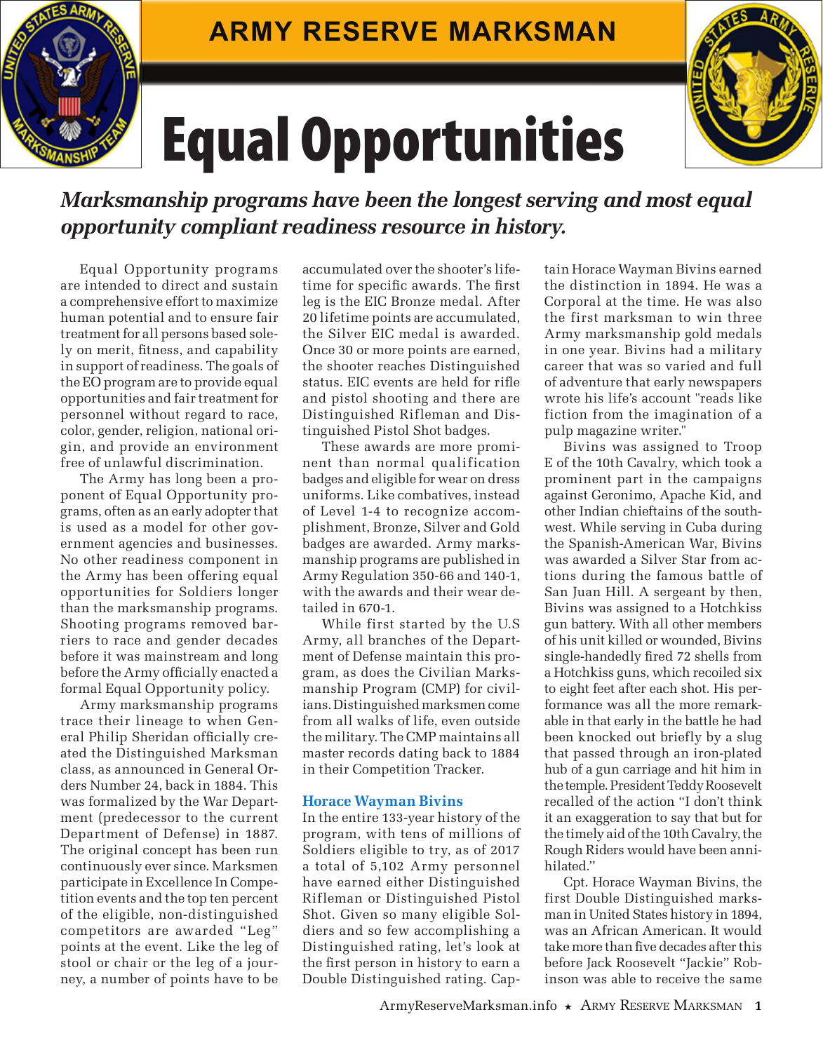ARMY RESERVE MARKSMAN

# Equal Opportunities

***Marksmanship programs have been the longest serving and most equal opportunity compliant readiness resource in history.***

Equal Opportunity programs are intended to direct and sustain a comprehensive effort to maximize human potential and to ensure fair treatment for all persons based solely on merit, fitness, and capability in support of readiness. The goals of the EO program are to provide equal opportunities and fair treatment for personnel without regard to race, color, gender, religion, national origin, and provide an environment free of unlawful discrimination.

The Army has long been a proponent of Equal Opportunity programs, often as an early adopter that is used as a model for other government agencies and businesses. No other readiness component in the Army has been offering equal opportunities for Soldiers longer than the marksmanship programs. Shooting programs removed barriers to race and gender decades before it was mainstream and long before the Army officially enacted a formal Equal Opportunity policy.

Army marksmanship programs trace their lineage to when General Philip Sheridan officially created the Distinguished Marksman class, as announced in General Orders Number 24, back in 1884. This was formalized by the War Department (predecessor to the current Department of Defense) in 1887. The original concept has been run continuously ever since. Marksmen participate in Excellence In Competition events and the top ten percent of the eligible, non-distinguished competitors are awarded "Leg" points at the event. Like the leg of stool or chair or the leg of a journey, a number of points have to be accumulated over the shooter's lifetime for specific awards. The first leg is the EIC Bronze medal. After 20 lifetime points are accumulated, the Silver EIC medal is awarded. Once 30 or more points are earned, the shooter reaches Distinguished status. EIC events are held for rifle and pistol shooting and there are Distinguished Rifleman and Distinguished Pistol Shot badges.

These awards are more prominent than normal qualification badges and eligible for wear on dress uniforms. Like combatives, instead of Level 1-4 to recognize accomplishment, Bronze, Silver and Gold badges are awarded. Army marksmanship programs are published in Army Regulation 350-66 and 140-1, with the awards and their wear detailed in 670-1.

While first started by the U.S Army, all branches of the Department of Defense maintain this program, as does the Civilian Marksmanship Program (CMP) for civilians. Distinguished marksmen come from all walks of life, even outside the military. The CMP maintains all master records dating back to 1884 in their Competition Tracker.

### Horace Wayman Bivins

In the entire 133-year history of the program, with tens of millions of Soldiers eligible to try, as of 2017 a total of 5,102 Army personnel have earned either Distinguished Rifleman or Distinguished Pistol Shot. Given so many eligible Soldiers and so few accomplishing a Distinguished rating, let's look at the first person in history to earn a Double Distinguished rating. Captain Horace Wayman Bivins earned the distinction in 1894. He was a Corporal at the time. He was also the first marksman to win three Army marksmanship gold medals in one year. Bivins had a military career that was so varied and full of adventure that early newspapers wrote his life's account "reads like fiction from the imagination of a pulp magazine writer."

Bivins was assigned to Troop E of the 10th Cavalry, which took a prominent part in the campaigns against Geronimo, Apache Kid, and other Indian chieftains of the southwest. While serving in Cuba during the Spanish-American War, Bivins was awarded a Silver Star from actions during the famous battle of San Juan Hill. A sergeant by then, Bivins was assigned to a Hotchkiss gun battery. With all other members of his unit killed or wounded, Bivins single-handedly fired 72 shells from a Hotchkiss guns, which recoiled six to eight feet after each shot. His performance was all the more remarkable in that early in the battle he had been knocked out briefly by a slug that passed through an iron-plated hub of a gun carriage and hit him in the temple. President Teddy Roosevelt recalled of the action "I don't think it an exaggeration to say that but for the timely aid of the 10th Cavalry, the Rough Riders would have been annihilated."

Cpt. Horace Wayman Bivins, the first Double Distinguished marksman in United States history in 1894, was an African American. It would take more than five decades after this before Jack Roosevelt "Jackie" Robinson was able to receive the same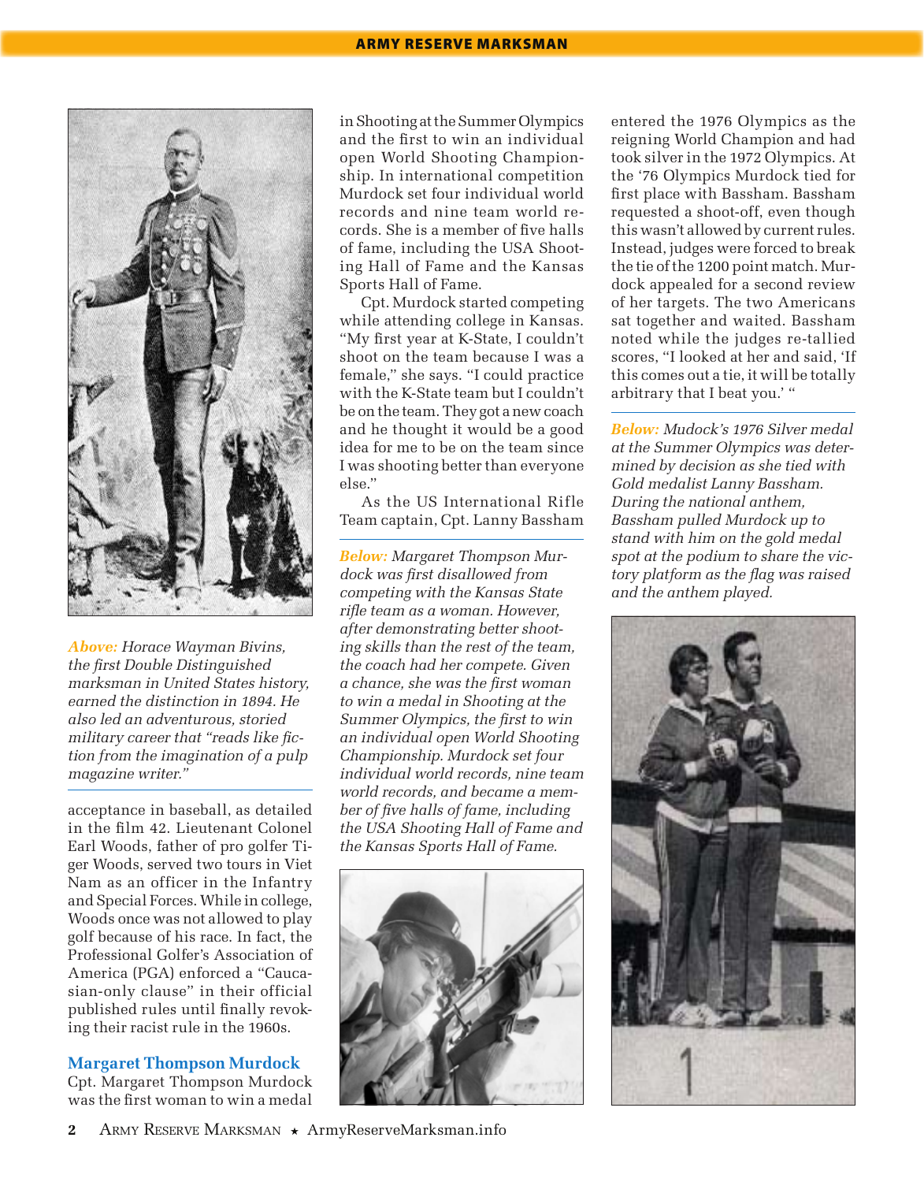*Above:* *Horace Wayman Bivins, the first Double Distinguished marksman in United States history, earned the distinction in 1894. He also led an adventurous, storied military career that "reads like fiction from the imagination of a pulp magazine writer."*

acceptance in baseball, as detailed in the film 42. Lieutenant Colonel Earl Woods, father of pro golfer Tiger Woods, served two tours in Viet Nam as an officer in the Infantry and Special Forces. While in college, Woods once was not allowed to play golf because of his race. In fact, the Professional Golfer's Association of America (PGA) enforced a "Caucasian-only clause" in their official published rules until finally revoking their racist rule in the 1960s.

## Margaret Thompson Murdock

Cpt. Margaret Thompson Murdock was the first woman to win a medal in Shooting at the Summer Olympics and the first to win an individual open World Shooting Championship. In international competition Murdock set four individual world records and nine team world records. She is a member of five halls of fame, including the USA Shooting Hall of Fame and the Kansas Sports Hall of Fame.

Cpt. Murdock started competing while attending college in Kansas. "My first year at K-State, I couldn't shoot on the team because I was a female," she says. "I could practice with the K-State team but I couldn't be on the team. They got a new coach and he thought it would be a good idea for me to be on the team since I was shooting better than everyone else."

As the US International Rifle Team captain, Cpt. Lanny Bassham entered the 1976 Olympics as the reigning World Champion and had took silver in the 1972 Olympics. At the '76 Olympics Murdock tied for first place with Bassham. Bassham requested a shoot-off, even though this wasn't allowed by current rules. Instead, judges were forced to break the tie of the 1200 point match. Murdock appealed for a second review of her targets. The two Americans sat together and waited. Bassham noted while the judges re-tallied scores, "I looked at her and said, 'If this comes out a tie, it will be totally arbitrary that I beat you.' "

*Below:* *Margaret Thompson Murdock was first disallowed from competing with the Kansas State rifle team as a woman. However, after demonstrating better shooting skills than the rest of the team, the coach had her compete. Given a chance, she was the first woman to win a medal in Shooting at the Summer Olympics, the first to win an individual open World Shooting Championship. Murdock set four individual world records, nine team world records, and became a member of five halls of fame, including the USA Shooting Hall of Fame and the Kansas Sports Hall of Fame.*

*Below:* *Mudock's 1976 Silver medal at the Summer Olympics was determined by decision as she tied with Gold medalist Lanny Bassham. During the national anthem, Bassham pulled Murdock up to stand with him on the gold medal spot at the podium to share the victory platform as the flag was raised and the anthem played.*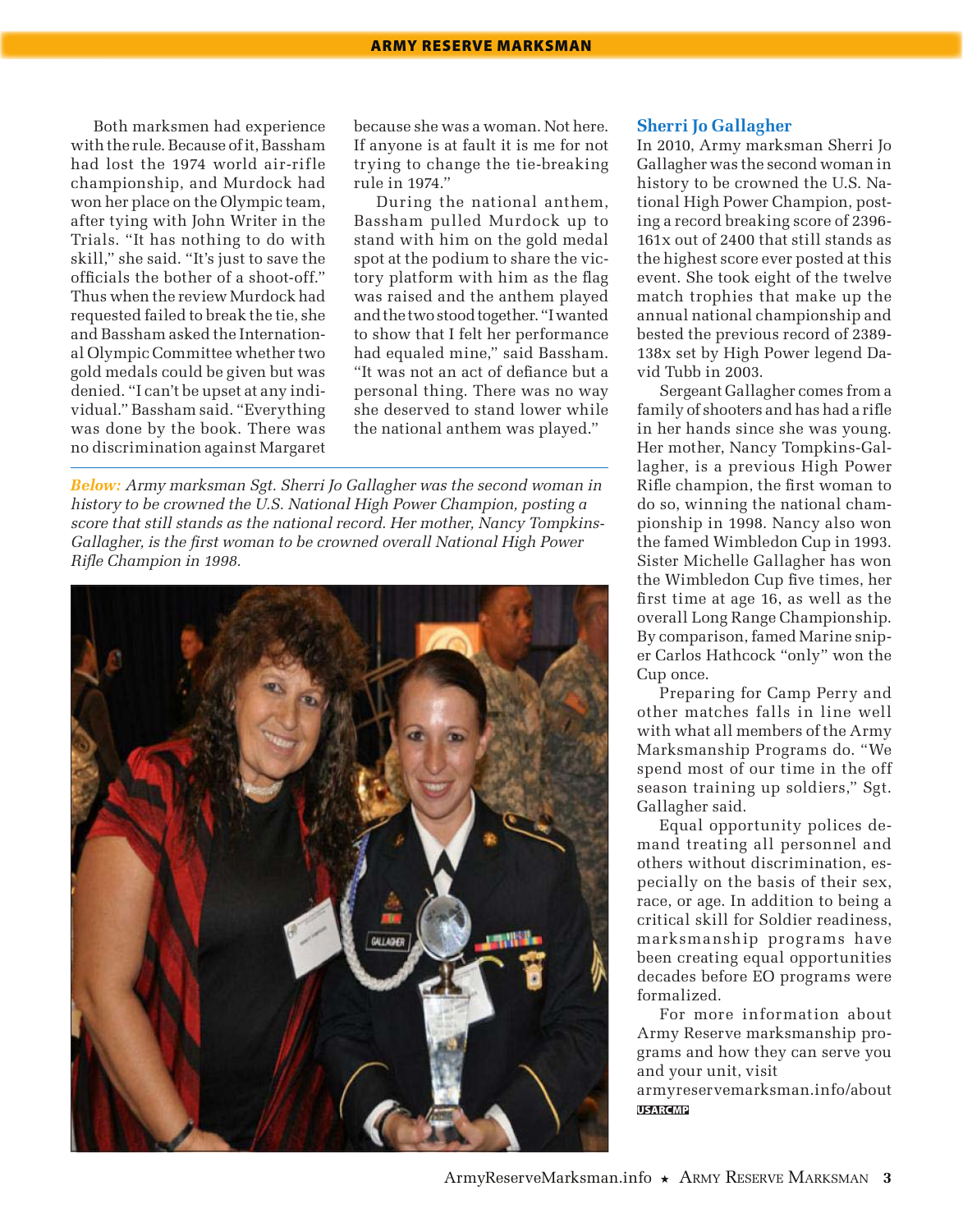Both marksmen had experience with the rule. Because of it, Bassham had lost the 1974 world air-rifle championship, and Murdock had won her place on the Olympic team, after tying with John Writer in the Trials. "It has nothing to do with skill," she said. "It's just to save the officials the bother of a shoot-off." Thus when the review Murdock had requested failed to break the tie, she and Bassham asked the International Olympic Committee whether two gold medals could be given but was denied. "I can't be upset at any individual." Bassham said. "Everything was done by the book. There was no discrimination against Margaret because she was a woman. Not here. If anyone is at fault it is me for not trying to change the tie-breaking rule in 1974."

During the national anthem, Bassham pulled Murdock up to stand with him on the gold medal spot at the podium to share the victory platform with him as the flag was raised and the anthem played and the two stood together. "I wanted to show that I felt her performance had equaled mine," said Bassham. "It was not an act of defiance but a personal thing. There was no way she deserved to stand lower while the national anthem was played."

*Below:* *Army marksman Sgt. Sherri Jo Gallagher was the second woman in history to be crowned the U.S. National High Power Champion, posting a score that still stands as the national record. Her mother, Nancy Tompkins-Gallagher, is the first woman to be crowned overall National High Power Rifle Champion in 1998.*

## Sherri Jo Gallagher

In 2010, Army marksman Sherri Jo Gallagher was the second woman in history to be crowned the U.S. National High Power Champion, posting a record breaking score of 2396-161x out of 2400 that still stands as the highest score ever posted at this event. She took eight of the twelve match trophies that make up the annual national championship and bested the previous record of 2389-138x set by High Power legend David Tubb in 2003.

Sergeant Gallagher comes from a family of shooters and has had a rifle in her hands since she was young. Her mother, Nancy Tompkins-Gallagher, is a previous High Power Rifle champion, the first woman to do so, winning the national championship in 1998. Nancy also won the famed Wimbledon Cup in 1993. Sister Michelle Gallagher has won the Wimbledon Cup five times, her first time at age 16, as well as the overall Long Range Championship. By comparison, famed Marine sniper Carlos Hathcock "only" won the Cup once.

Preparing for Camp Perry and other matches falls in line well with what all members of the Army Marksmanship Programs do. "We spend most of our time in the off season training up soldiers," Sgt. Gallagher said.

Equal opportunity polices demand treating all personnel and others without discrimination, especially on the basis of their sex, race, or age. In addition to being a critical skill for Soldier readiness, marksmanship programs have been creating equal opportunities decades before EO programs were formalized.

For more information about Army Reserve marksmanship programs and how they can serve you and your unit, visit armyreservemarksman.info/about

USARCMP